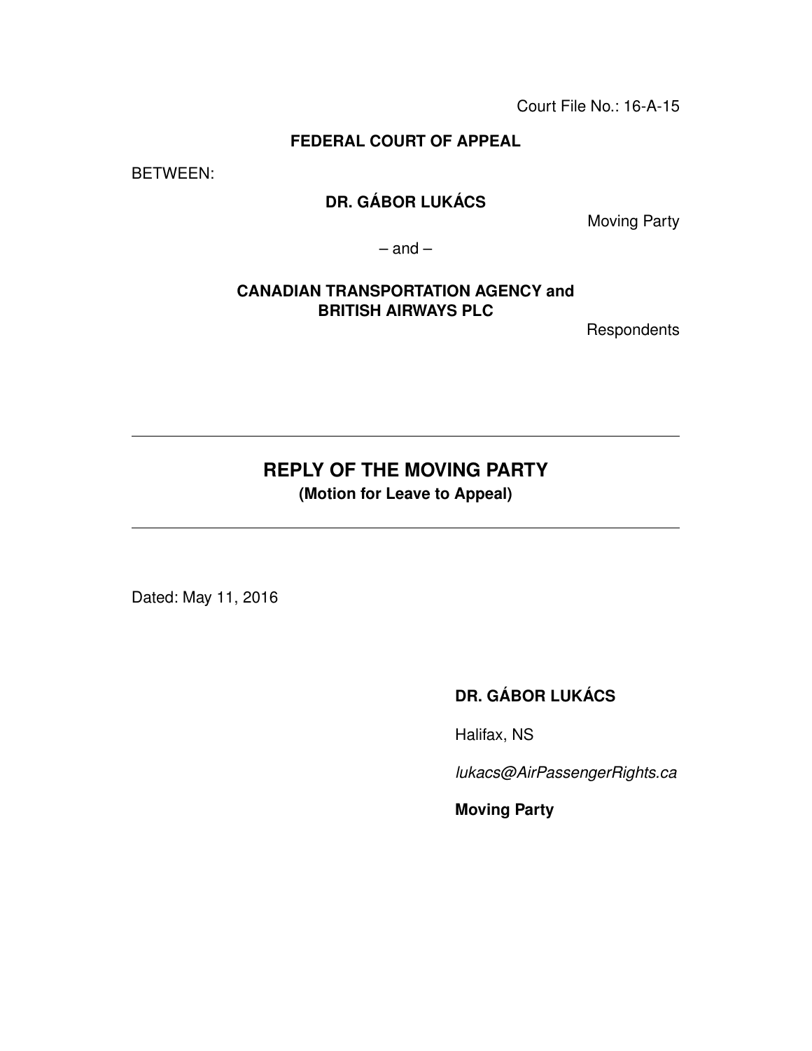Court File No.: 16-A-15

**FEDERAL COURT OF APPEAL**

BETWEEN:

**DR. GÁBOR LUKÁCS**

Moving Party

– and –

**CANADIAN TRANSPORTATION AGENCY and BRITISH AIRWAYS PLC**

Respondents

---

# REPLY OF THE MOVING PARTY

**(Motion for Leave to Appeal)**

---

Dated: May 11, 2016

**DR. GÁBOR LUKÁCS**

Halifax, NS

*lukacs@AirPassengerRights.ca*

**Moving Party**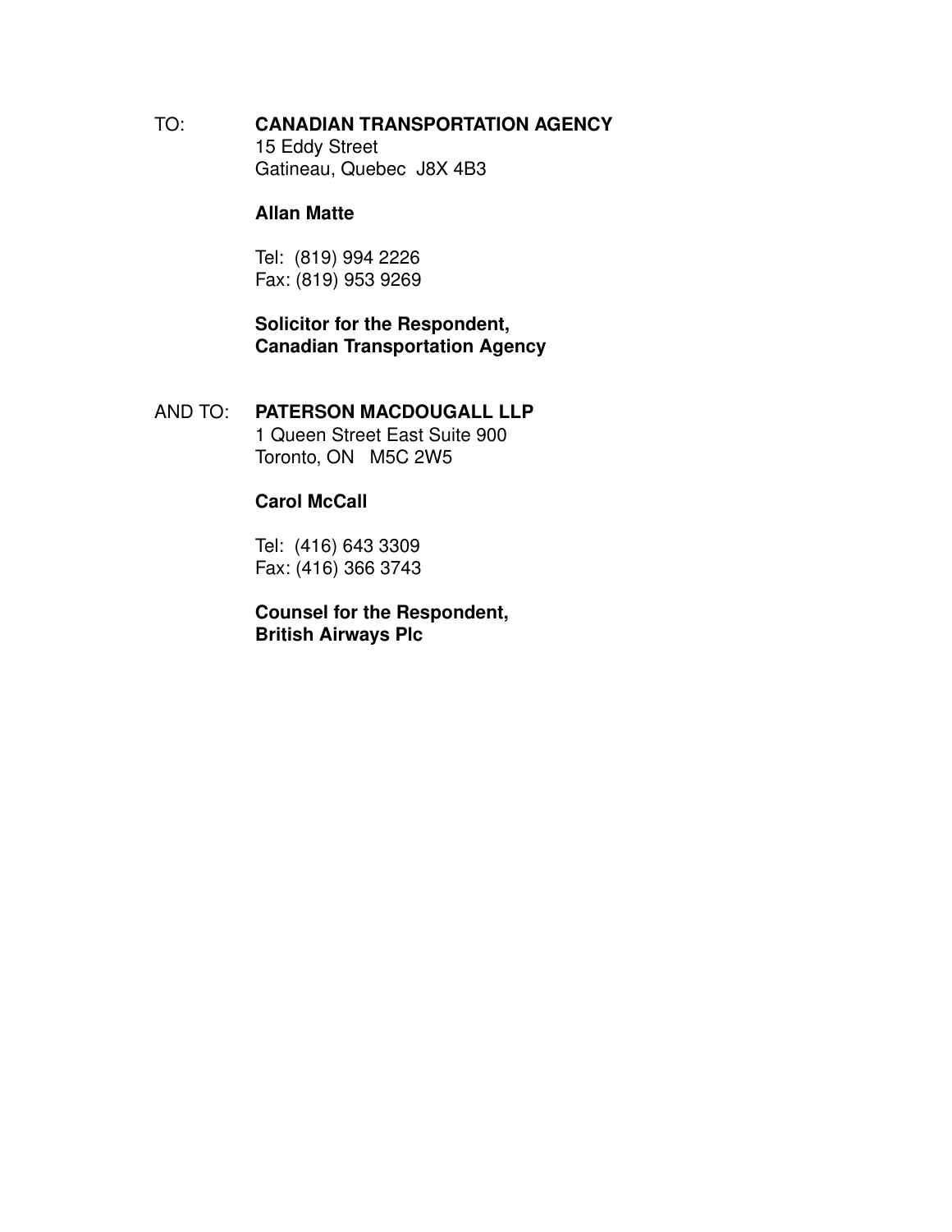TO: **CANADIAN TRANSPORTATION AGENCY**
15 Eddy Street
Gatineau, Quebec J8X 4B3

**Allan Matte**

Tel: (819) 994 2226
Fax: (819) 953 9269

**Solicitor for the Respondent,**
**Canadian Transportation Agency**

AND TO: **PATERSON MACDOUGALL LLP**
1 Queen Street East Suite 900
Toronto, ON M5C 2W5

**Carol McCall**

Tel: (416) 643 3309
Fax: (416) 366 3743

**Counsel for the Respondent,**
**British Airways Plc**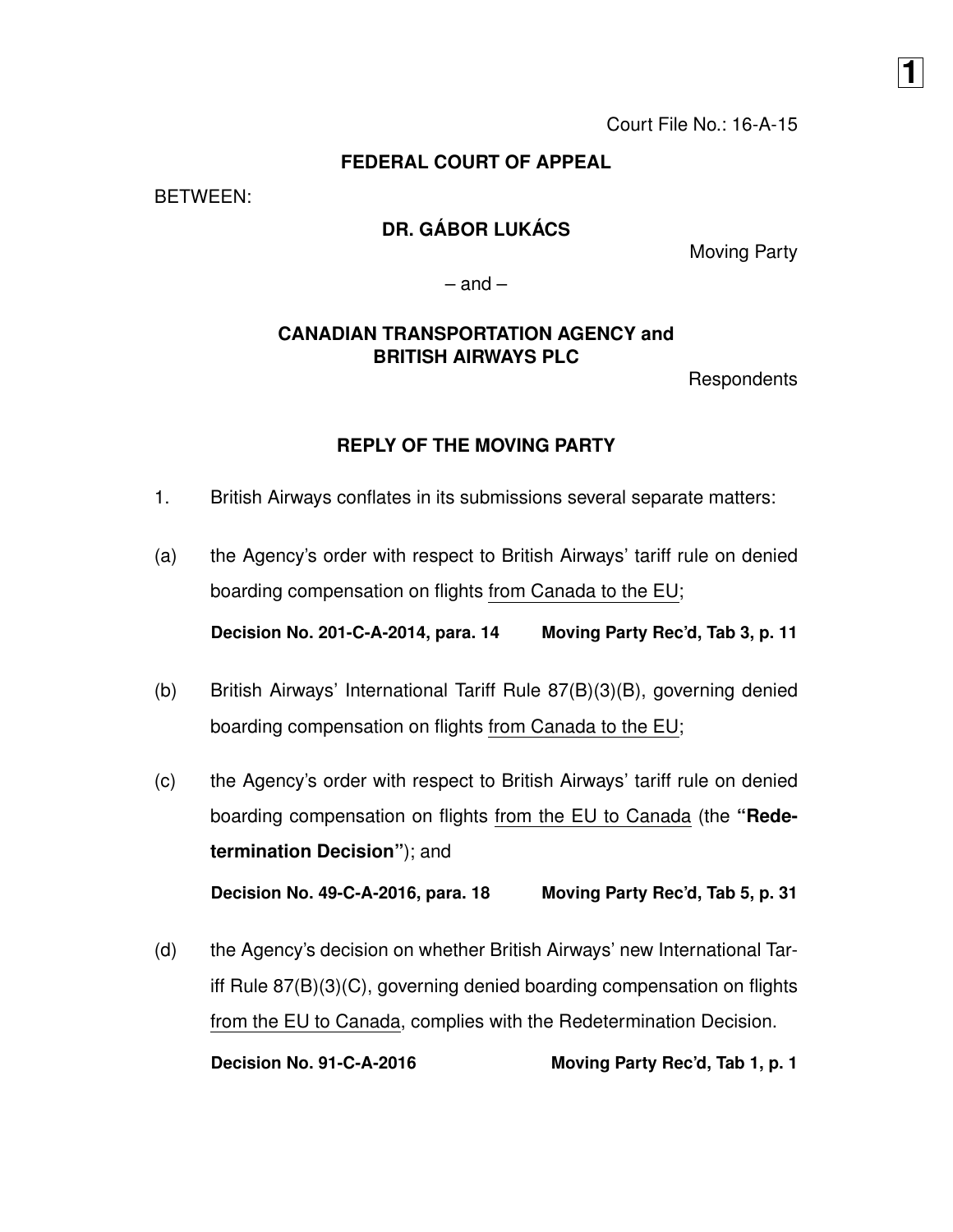Court File No.: 16-A-15

**FEDERAL COURT OF APPEAL**

BETWEEN:

**DR. GÁBOR LUKÁCS**

Moving Party

– and –

**CANADIAN TRANSPORTATION AGENCY and BRITISH AIRWAYS PLC**

Respondents

**REPLY OF THE MOVING PARTY**

1. British Airways conflates in its submissions several separate matters:

(a) the Agency's order with respect to British Airways' tariff rule on denied boarding compensation on flights <u>from Canada to the EU</u>;

**Decision No. 201-C-A-2014, para. 14 — Moving Party Rec'd, Tab 3, p. 11**

(b) British Airways' International Tariff Rule 87(B)(3)(B), governing denied boarding compensation on flights <u>from Canada to the EU</u>;

(c) the Agency's order with respect to British Airways' tariff rule on denied boarding compensation on flights <u>from the EU to Canada</u> (the **"Redetermination Decision"**); and

**Decision No. 49-C-A-2016, para. 18 — Moving Party Rec'd, Tab 5, p. 31**

(d) the Agency's decision on whether British Airways' new International Tariff Rule 87(B)(3)(C), governing denied boarding compensation on flights <u>from the EU to Canada</u>, complies with the Redetermination Decision.

**Decision No. 91-C-A-2016 — Moving Party Rec'd, Tab 1, p. 1**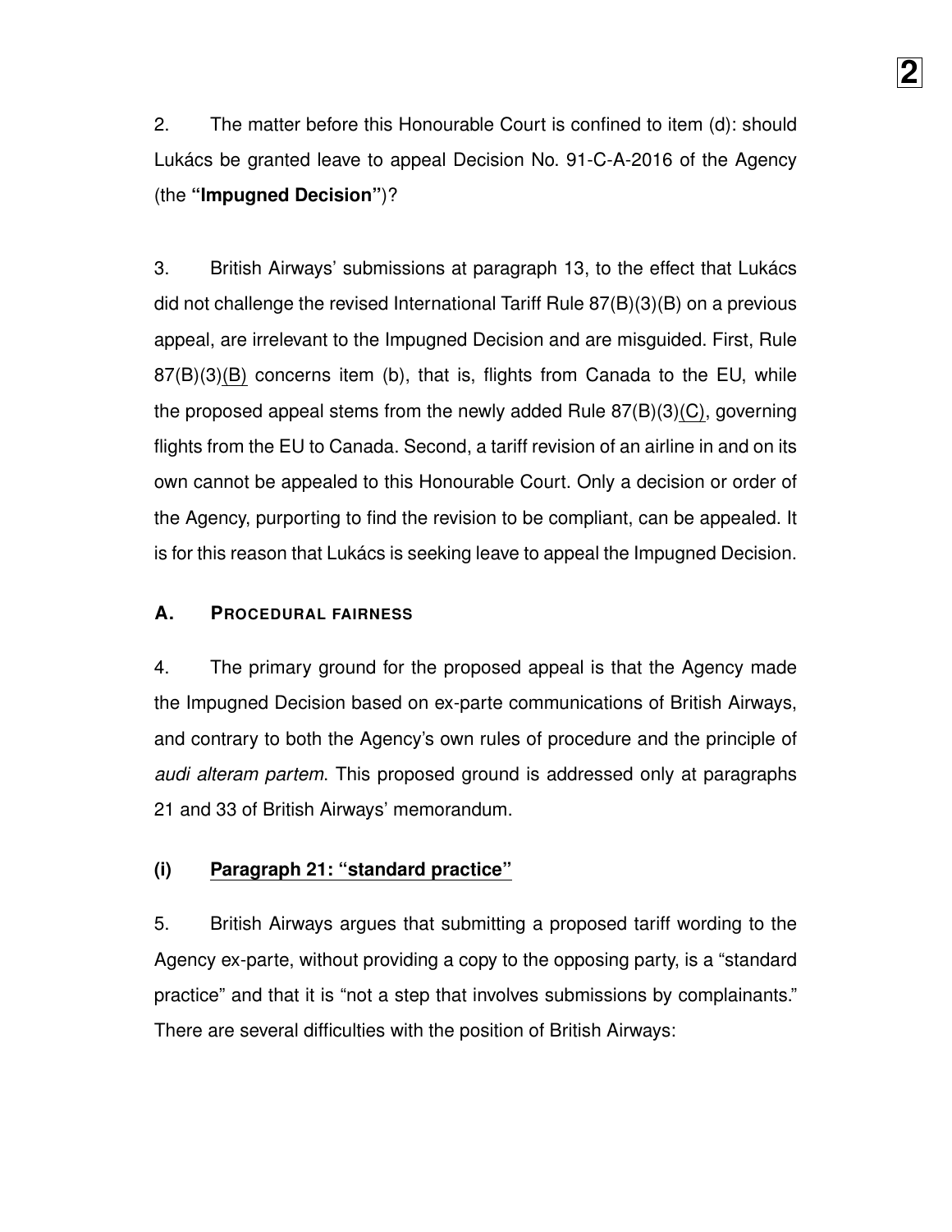2. The matter before this Honourable Court is confined to item (d): should Lukács be granted leave to appeal Decision No. 91-C-A-2016 of the Agency (the **"Impugned Decision"**)?

3. British Airways' submissions at paragraph 13, to the effect that Lukács did not challenge the revised International Tariff Rule 87(B)(3)(B) on a previous appeal, are irrelevant to the Impugned Decision and are misguided. First, Rule 87(B)(3)<u>(B)</u> concerns item (b), that is, flights from Canada to the EU, while the proposed appeal stems from the newly added Rule 87(B)(3)<u>(C)</u>, governing flights from the EU to Canada. Second, a tariff revision of an airline in and on its own cannot be appealed to this Honourable Court. Only a decision or order of the Agency, purporting to find the revision to be compliant, can be appealed. It is for this reason that Lukács is seeking leave to appeal the Impugned Decision.

## A. PROCEDURAL FAIRNESS

4. The primary ground for the proposed appeal is that the Agency made the Impugned Decision based on ex-parte communications of British Airways, and contrary to both the Agency's own rules of procedure and the principle of *audi alteram partem*. This proposed ground is addressed only at paragraphs 21 and 33 of British Airways' memorandum.

### (i) <u>Paragraph 21: "standard practice"</u>

5. British Airways argues that submitting a proposed tariff wording to the Agency ex-parte, without providing a copy to the opposing party, is a "standard practice" and that it is "not a step that involves submissions by complainants." There are several difficulties with the position of British Airways: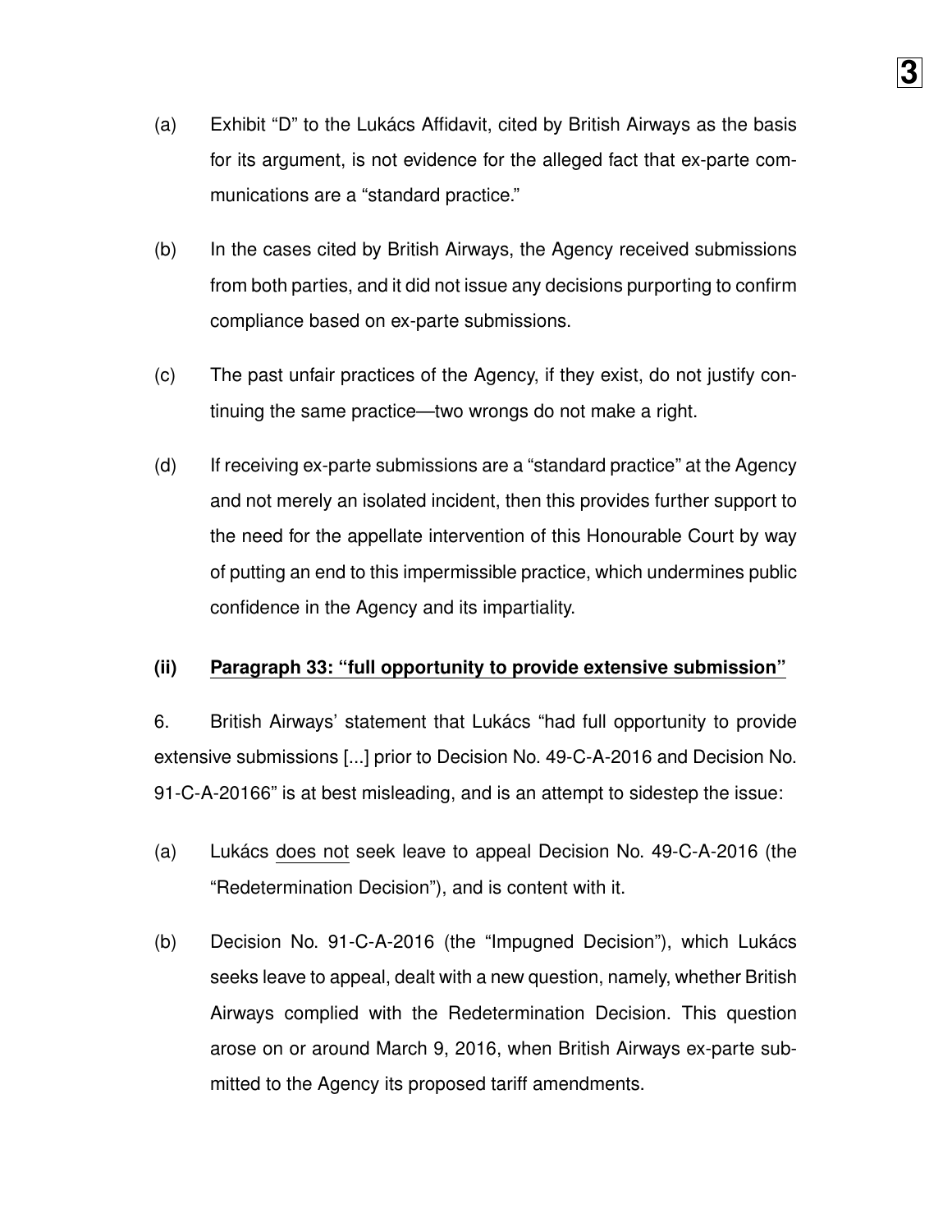(a) Exhibit "D" to the Lukács Affidavit, cited by British Airways as the basis for its argument, is not evidence for the alleged fact that ex-parte communications are a "standard practice."

(b) In the cases cited by British Airways, the Agency received submissions from both parties, and it did not issue any decisions purporting to confirm compliance based on ex-parte submissions.

(c) The past unfair practices of the Agency, if they exist, do not justify continuing the same practice—two wrongs do not make a right.

(d) If receiving ex-parte submissions are a "standard practice" at the Agency and not merely an isolated incident, then this provides further support to the need for the appellate intervention of this Honourable Court by way of putting an end to this impermissible practice, which undermines public confidence in the Agency and its impartiality.

### (ii) <u>Paragraph 33: "full opportunity to provide extensive submission"</u>

6. British Airways' statement that Lukács "had full opportunity to provide extensive submissions [...] prior to Decision No. 49-C-A-2016 and Decision No. 91-C-A-20166" is at best misleading, and is an attempt to sidestep the issue:

(a) Lukács <u>does not</u> seek leave to appeal Decision No. 49-C-A-2016 (the "Redetermination Decision"), and is content with it.

(b) Decision No. 91-C-A-2016 (the "Impugned Decision"), which Lukács seeks leave to appeal, dealt with a new question, namely, whether British Airways complied with the Redetermination Decision. This question arose on or around March 9, 2016, when British Airways ex-parte submitted to the Agency its proposed tariff amendments.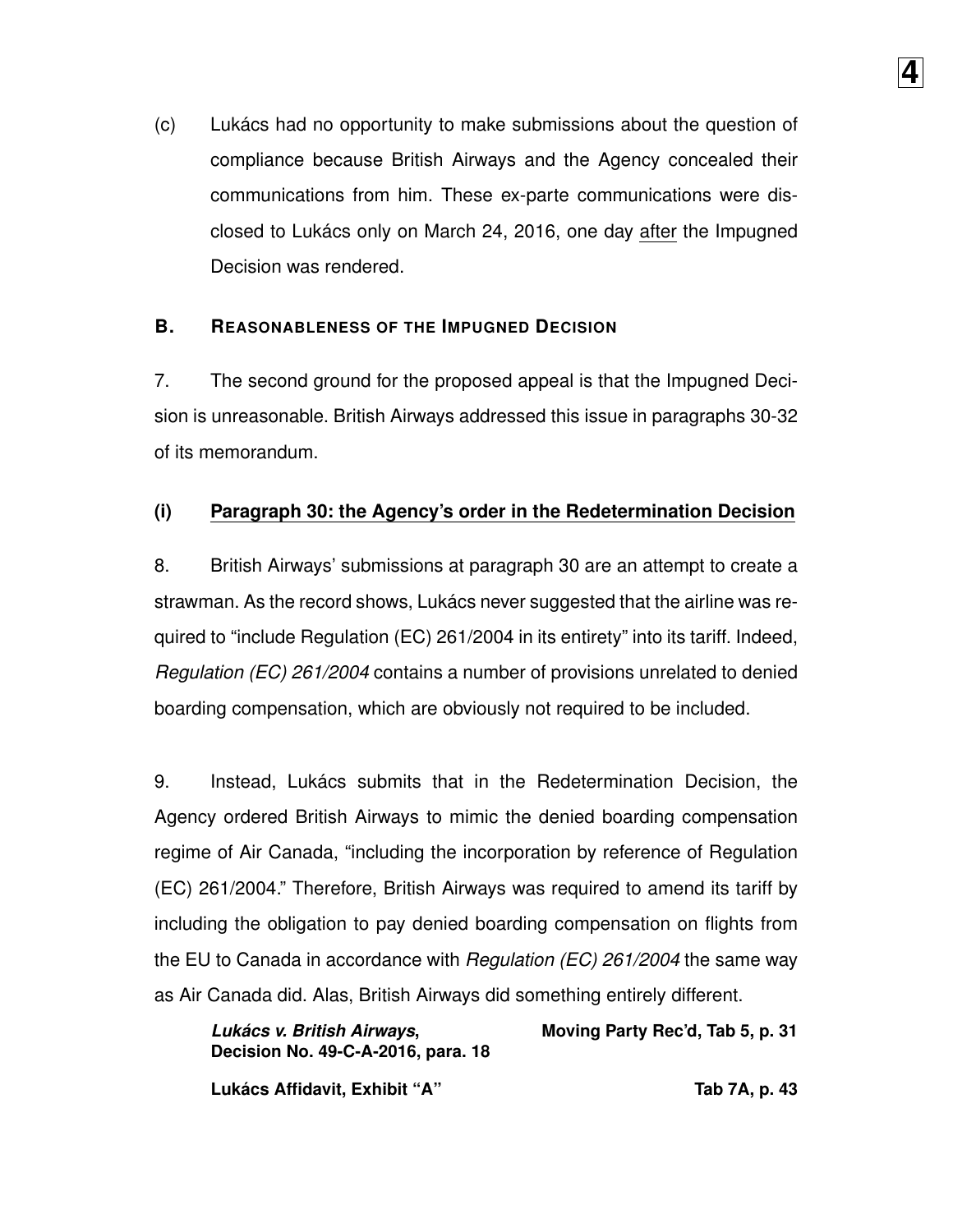(c) Lukács had no opportunity to make submissions about the question of compliance because British Airways and the Agency concealed their communications from him. These ex-parte communications were disclosed to Lukács only on March 24, 2016, one day <u>after</u> the Impugned Decision was rendered.

### B. Reasonableness of the Impugned Decision

7. The second ground for the proposed appeal is that the Impugned Decision is unreasonable. British Airways addressed this issue in paragraphs 30-32 of its memorandum.

#### (i) <u>Paragraph 30: the Agency's order in the Redetermination Decision</u>

8. British Airways' submissions at paragraph 30 are an attempt to create a strawman. As the record shows, Lukács never suggested that the airline was required to "include Regulation (EC) 261/2004 in its entirety" into its tariff. Indeed, *Regulation (EC) 261/2004* contains a number of provisions unrelated to denied boarding compensation, which are obviously not required to be included.

9. Instead, Lukács submits that in the Redetermination Decision, the Agency ordered British Airways to mimic the denied boarding compensation regime of Air Canada, "including the incorporation by reference of Regulation (EC) 261/2004." Therefore, British Airways was required to amend its tariff by including the obligation to pay denied boarding compensation on flights from the EU to Canada in accordance with *Regulation (EC) 261/2004* the same way as Air Canada did. Alas, British Airways did something entirely different.

> ***Lukács v. British Airways*, Decision No. 49-C-A-2016, para. 18** — **Moving Party Rec'd, Tab 5, p. 31**
>
> **Lukács Affidavit, Exhibit "A"** — **Tab 7A, p. 43**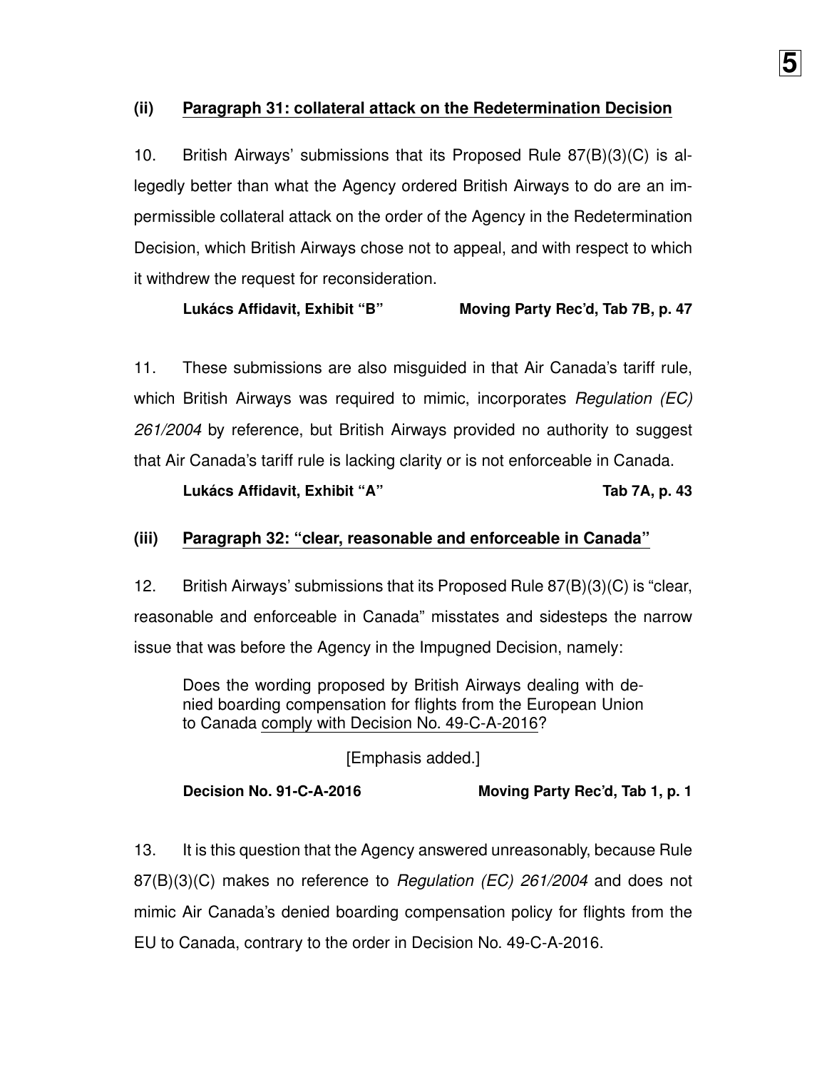### (ii) Paragraph 31: collateral attack on the Redetermination Decision

10. British Airways' submissions that its Proposed Rule 87(B)(3)(C) is allegedly better than what the Agency ordered British Airways to do are an impermissible collateral attack on the order of the Agency in the Redetermination Decision, which British Airways chose not to appeal, and with respect to which it withdrew the request for reconsideration.

**Lukács Affidavit, Exhibit "B"** **Moving Party Rec'd, Tab 7B, p. 47**

11. These submissions are also misguided in that Air Canada's tariff rule, which British Airways was required to mimic, incorporates *Regulation (EC) 261/2004* by reference, but British Airways provided no authority to suggest that Air Canada's tariff rule is lacking clarity or is not enforceable in Canada.

**Lukács Affidavit, Exhibit "A"** **Tab 7A, p. 43**

### (iii) Paragraph 32: "clear, reasonable and enforceable in Canada"

12. British Airways' submissions that its Proposed Rule 87(B)(3)(C) is "clear, reasonable and enforceable in Canada" misstates and sidesteps the narrow issue that was before the Agency in the Impugned Decision, namely:

> Does the wording proposed by British Airways dealing with denied boarding compensation for flights from the European Union to Canada <u>comply with Decision No. 49-C-A-2016</u>?
>
> [Emphasis added.]

**Decision No. 91-C-A-2016** **Moving Party Rec'd, Tab 1, p. 1**

13. It is this question that the Agency answered unreasonably, because Rule 87(B)(3)(C) makes no reference to *Regulation (EC) 261/2004* and does not mimic Air Canada's denied boarding compensation policy for flights from the EU to Canada, contrary to the order in Decision No. 49-C-A-2016.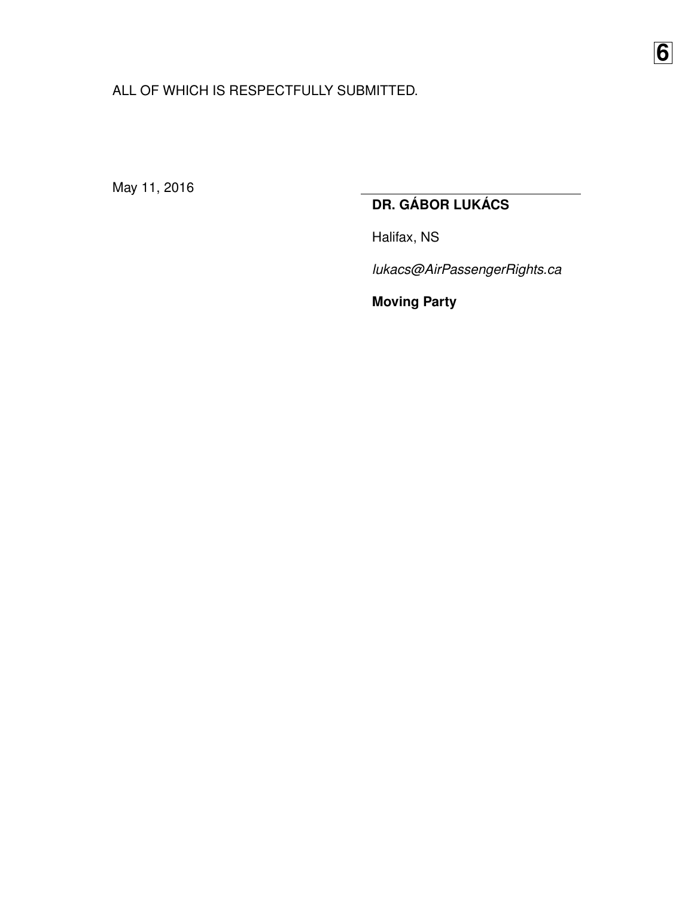ALL OF WHICH IS RESPECTFULLY SUBMITTED.

May 11, 2016

**DR. GÁBOR LUKÁCS**

Halifax, NS

*lukacs@AirPassengerRights.ca*

**Moving Party**